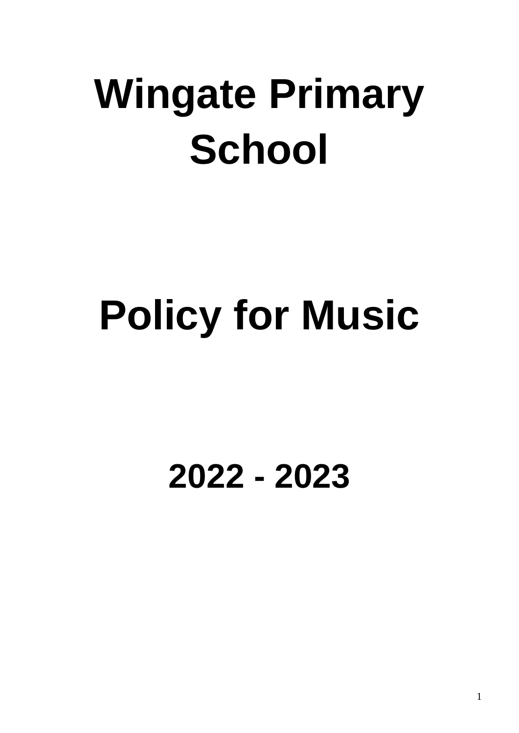# Wingate Primary School

# Policy for Music

## 2022 - 2023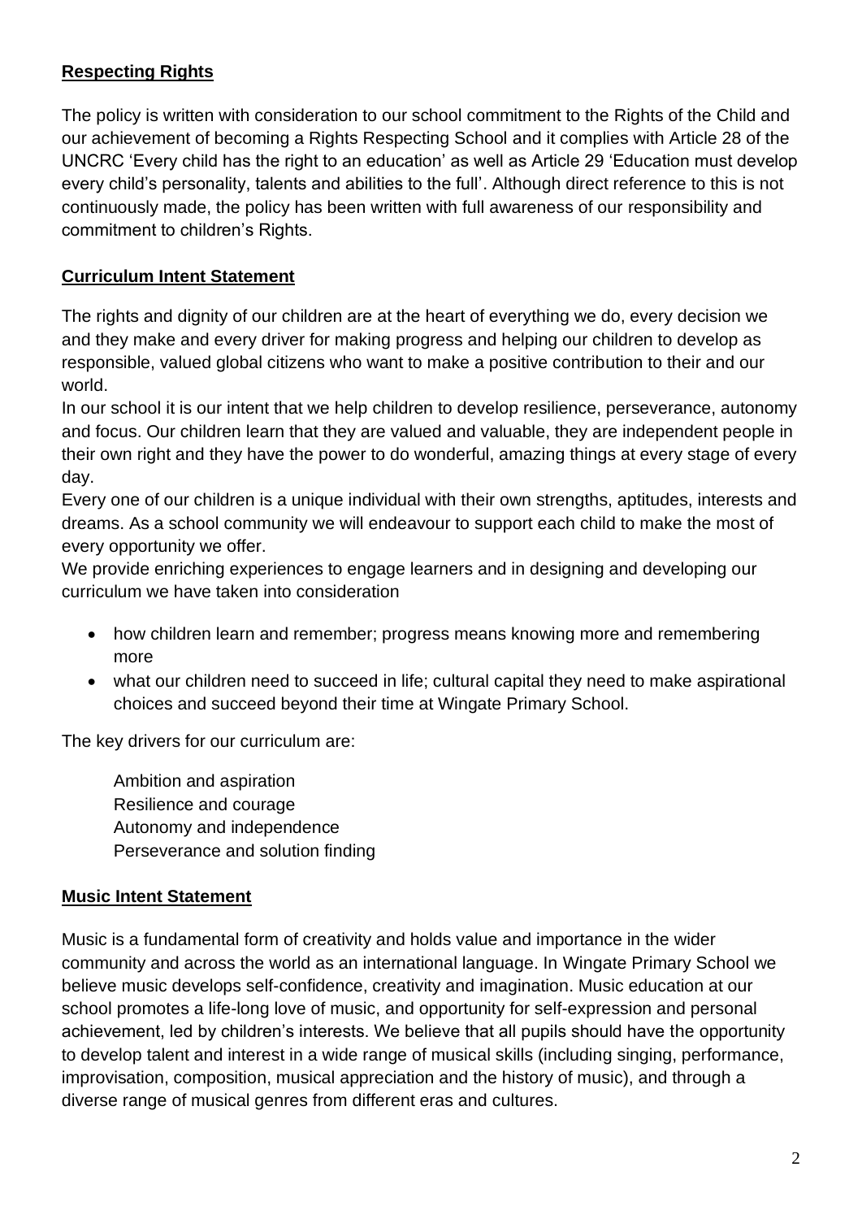## Respecting Rights

The policy is written with consideration to our school commitment to the Rights of the Child and our achievement of becoming a Rights Respecting School and it complies with Article 28 of the UNCRC 'Every child has the right to an education' as well as Article 29 'Education must develop every child's personality, talents and abilities to the full'. Although direct reference to this is not continuously made, the policy has been written with full awareness of our responsibility and commitment to children's Rights.

## Curriculum Intent Statement

The rights and dignity of our children are at the heart of everything we do, every decision we and they make and every driver for making progress and helping our children to develop as responsible, valued global citizens who want to make a positive contribution to their and our world.

In our school it is our intent that we help children to develop resilience, perseverance, autonomy and focus. Our children learn that they are valued and valuable, they are independent people in their own right and they have the power to do wonderful, amazing things at every stage of every day.

Every one of our children is a unique individual with their own strengths, aptitudes, interests and dreams. As a school community we will endeavour to support each child to make the most of every opportunity we offer.

We provide enriching experiences to engage learners and in designing and developing our curriculum we have taken into consideration

- how children learn and remember; progress means knowing more and remembering more
- what our children need to succeed in life; cultural capital they need to make aspirational choices and succeed beyond their time at Wingate Primary School.

The key drivers for our curriculum are:

Ambition and aspiration
Resilience and courage
Autonomy and independence
Perseverance and solution finding

## Music Intent Statement

Music is a fundamental form of creativity and holds value and importance in the wider community and across the world as an international language. In Wingate Primary School we believe music develops self-confidence, creativity and imagination. Music education at our school promotes a life-long love of music, and opportunity for self-expression and personal achievement, led by children's interests. We believe that all pupils should have the opportunity to develop talent and interest in a wide range of musical skills (including singing, performance, improvisation, composition, musical appreciation and the history of music), and through a diverse range of musical genres from different eras and cultures.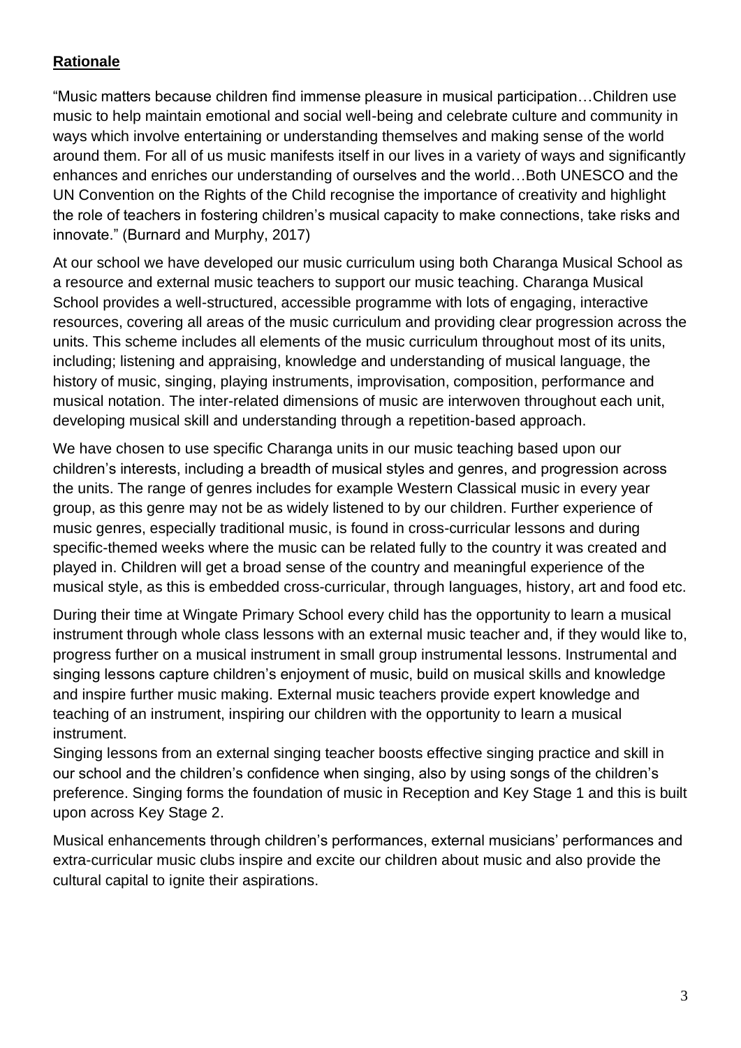## **Rationale**

"Music matters because children find immense pleasure in musical participation…Children use music to help maintain emotional and social well-being and celebrate culture and community in ways which involve entertaining or understanding themselves and making sense of the world around them. For all of us music manifests itself in our lives in a variety of ways and significantly enhances and enriches our understanding of ourselves and the world…Both UNESCO and the UN Convention on the Rights of the Child recognise the importance of creativity and highlight the role of teachers in fostering children's musical capacity to make connections, take risks and innovate." (Burnard and Murphy, 2017)

At our school we have developed our music curriculum using both Charanga Musical School as a resource and external music teachers to support our music teaching. Charanga Musical School provides a well-structured, accessible programme with lots of engaging, interactive resources, covering all areas of the music curriculum and providing clear progression across the units. This scheme includes all elements of the music curriculum throughout most of its units, including; listening and appraising, knowledge and understanding of musical language, the history of music, singing, playing instruments, improvisation, composition, performance and musical notation. The inter-related dimensions of music are interwoven throughout each unit, developing musical skill and understanding through a repetition-based approach.

We have chosen to use specific Charanga units in our music teaching based upon our children's interests, including a breadth of musical styles and genres, and progression across the units. The range of genres includes for example Western Classical music in every year group, as this genre may not be as widely listened to by our children. Further experience of music genres, especially traditional music, is found in cross-curricular lessons and during specific-themed weeks where the music can be related fully to the country it was created and played in. Children will get a broad sense of the country and meaningful experience of the musical style, as this is embedded cross-curricular, through languages, history, art and food etc.

During their time at Wingate Primary School every child has the opportunity to learn a musical instrument through whole class lessons with an external music teacher and, if they would like to, progress further on a musical instrument in small group instrumental lessons. Instrumental and singing lessons capture children's enjoyment of music, build on musical skills and knowledge and inspire further music making. External music teachers provide expert knowledge and teaching of an instrument, inspiring our children with the opportunity to learn a musical instrument.

Singing lessons from an external singing teacher boosts effective singing practice and skill in our school and the children's confidence when singing, also by using songs of the children's preference. Singing forms the foundation of music in Reception and Key Stage 1 and this is built upon across Key Stage 2.

Musical enhancements through children's performances, external musicians' performances and extra-curricular music clubs inspire and excite our children about music and also provide the cultural capital to ignite their aspirations.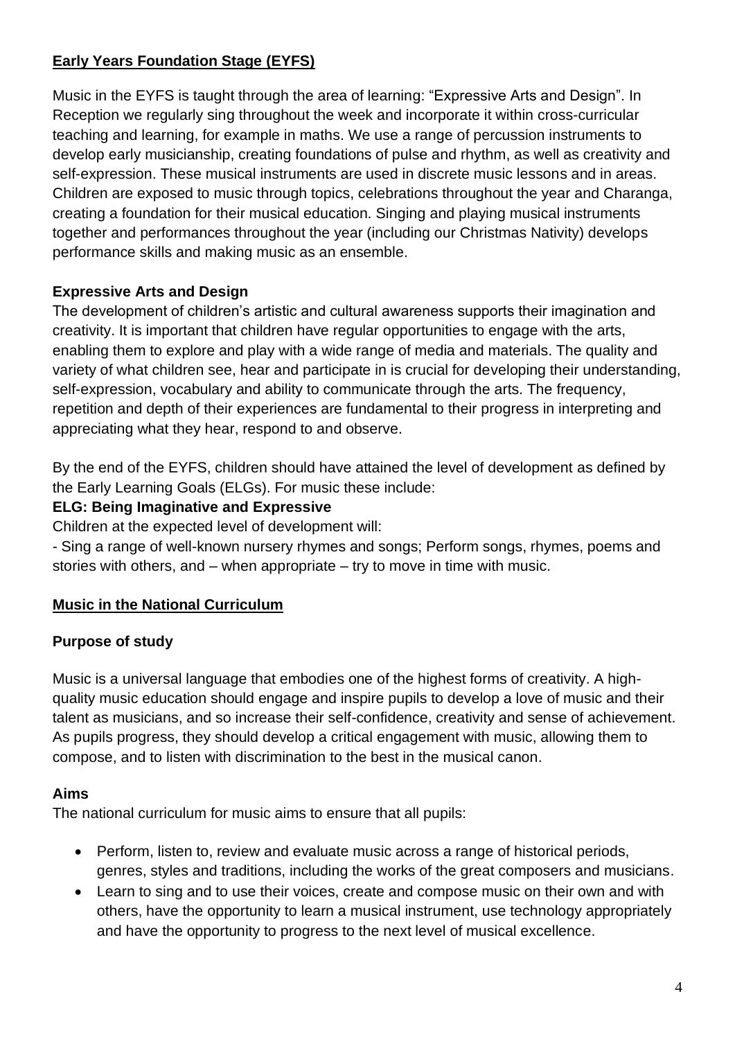## Early Years Foundation Stage (EYFS)

Music in the EYFS is taught through the area of learning: "Expressive Arts and Design". In Reception we regularly sing throughout the week and incorporate it within cross-curricular teaching and learning, for example in maths. We use a range of percussion instruments to develop early musicianship, creating foundations of pulse and rhythm, as well as creativity and self-expression. These musical instruments are used in discrete music lessons and in areas. Children are exposed to music through topics, celebrations throughout the year and Charanga, creating a foundation for their musical education. Singing and playing musical instruments together and performances throughout the year (including our Christmas Nativity) develops performance skills and making music as an ensemble.

### Expressive Arts and Design

The development of children's artistic and cultural awareness supports their imagination and creativity. It is important that children have regular opportunities to engage with the arts, enabling them to explore and play with a wide range of media and materials. The quality and variety of what children see, hear and participate in is crucial for developing their understanding, self-expression, vocabulary and ability to communicate through the arts. The frequency, repetition and depth of their experiences are fundamental to their progress in interpreting and appreciating what they hear, respond to and observe.

By the end of the EYFS, children should have attained the level of development as defined by the Early Learning Goals (ELGs). For music these include:

**ELG: Being Imaginative and Expressive**

Children at the expected level of development will:

- Sing a range of well-known nursery rhymes and songs; Perform songs, rhymes, poems and stories with others, and – when appropriate – try to move in time with music.

## Music in the National Curriculum

### Purpose of study

Music is a universal language that embodies one of the highest forms of creativity. A high-quality music education should engage and inspire pupils to develop a love of music and their talent as musicians, and so increase their self-confidence, creativity and sense of achievement. As pupils progress, they should develop a critical engagement with music, allowing them to compose, and to listen with discrimination to the best in the musical canon.

### Aims

The national curriculum for music aims to ensure that all pupils:

- Perform, listen to, review and evaluate music across a range of historical periods, genres, styles and traditions, including the works of the great composers and musicians.
- Learn to sing and to use their voices, create and compose music on their own and with others, have the opportunity to learn a musical instrument, use technology appropriately and have the opportunity to progress to the next level of musical excellence.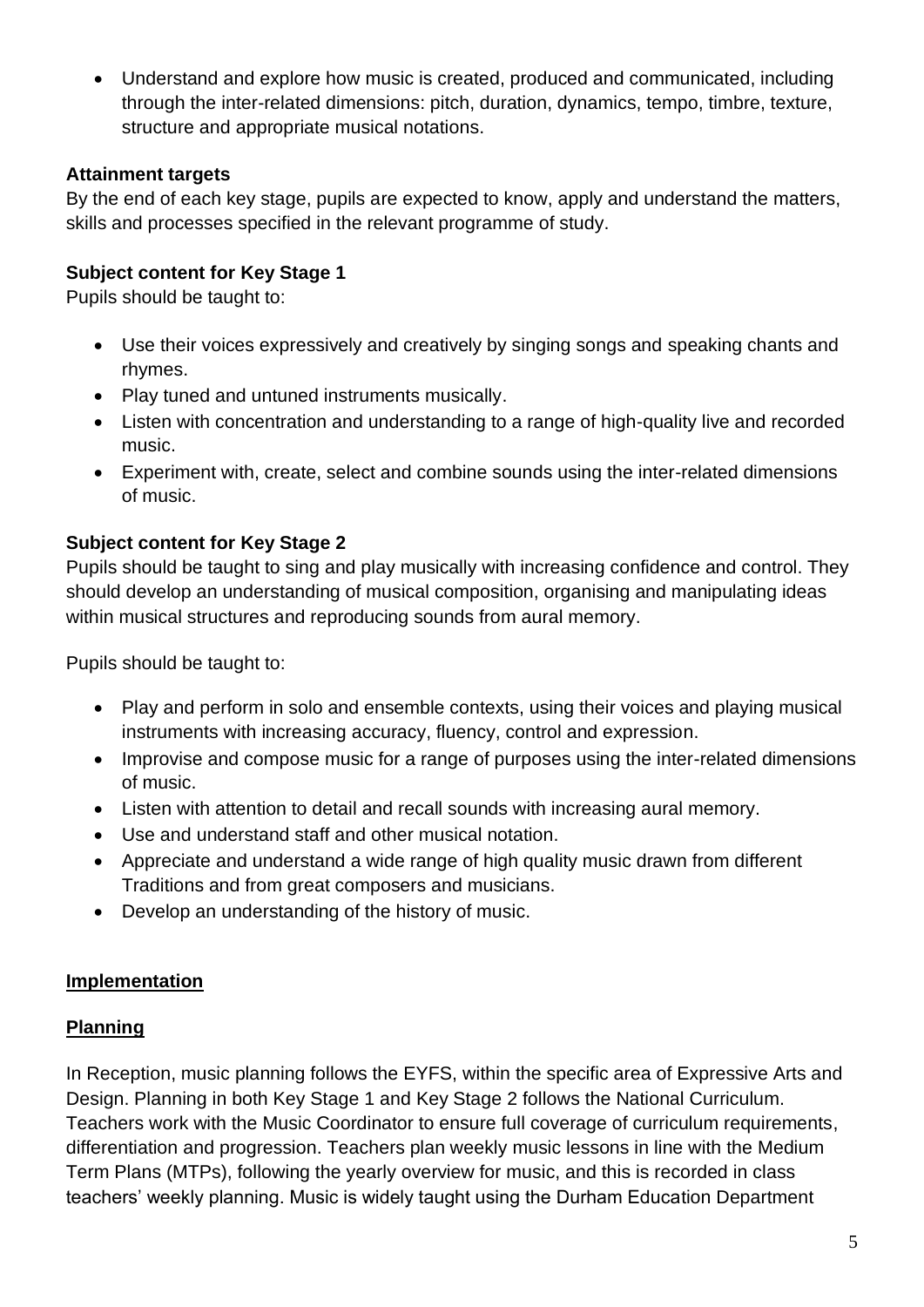- Understand and explore how music is created, produced and communicated, including through the inter-related dimensions: pitch, duration, dynamics, tempo, timbre, texture, structure and appropriate musical notations.

**Attainment targets**

By the end of each key stage, pupils are expected to know, apply and understand the matters, skills and processes specified in the relevant programme of study.

**Subject content for Key Stage 1**

Pupils should be taught to:

- Use their voices expressively and creatively by singing songs and speaking chants and rhymes.
- Play tuned and untuned instruments musically.
- Listen with concentration and understanding to a range of high-quality live and recorded music.
- Experiment with, create, select and combine sounds using the inter-related dimensions of music.

**Subject content for Key Stage 2**

Pupils should be taught to sing and play musically with increasing confidence and control. They should develop an understanding of musical composition, organising and manipulating ideas within musical structures and reproducing sounds from aural memory.

Pupils should be taught to:

- Play and perform in solo and ensemble contexts, using their voices and playing musical instruments with increasing accuracy, fluency, control and expression.
- Improvise and compose music for a range of purposes using the inter-related dimensions of music.
- Listen with attention to detail and recall sounds with increasing aural memory.
- Use and understand staff and other musical notation.
- Appreciate and understand a wide range of high quality music drawn from different Traditions and from great composers and musicians.
- Develop an understanding of the history of music.

**Implementation**

**Planning**

In Reception, music planning follows the EYFS, within the specific area of Expressive Arts and Design. Planning in both Key Stage 1 and Key Stage 2 follows the National Curriculum. Teachers work with the Music Coordinator to ensure full coverage of curriculum requirements, differentiation and progression. Teachers plan weekly music lessons in line with the Medium Term Plans (MTPs), following the yearly overview for music, and this is recorded in class teachers' weekly planning. Music is widely taught using the Durham Education Department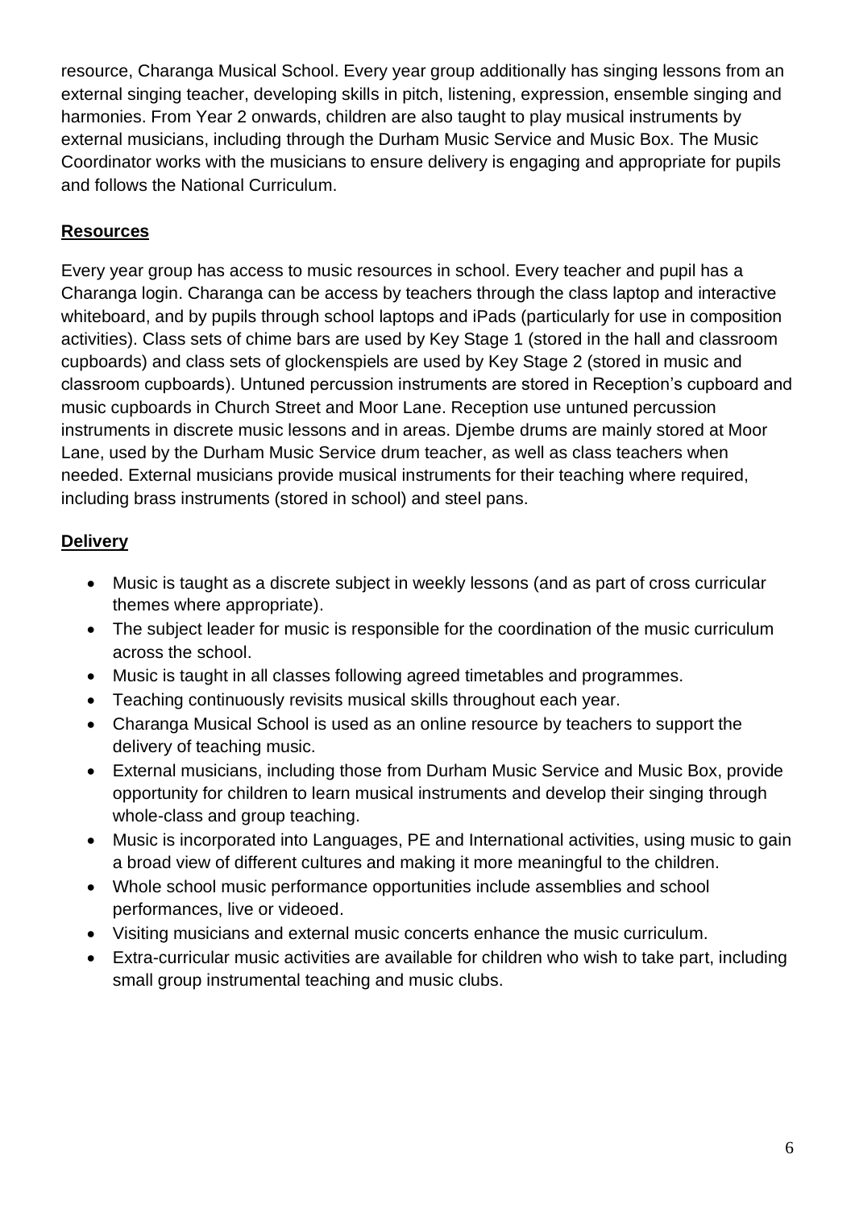resource, Charanga Musical School. Every year group additionally has singing lessons from an external singing teacher, developing skills in pitch, listening, expression, ensemble singing and harmonies. From Year 2 onwards, children are also taught to play musical instruments by external musicians, including through the Durham Music Service and Music Box. The Music Coordinator works with the musicians to ensure delivery is engaging and appropriate for pupils and follows the National Curriculum.

## Resources

Every year group has access to music resources in school. Every teacher and pupil has a Charanga login. Charanga can be access by teachers through the class laptop and interactive whiteboard, and by pupils through school laptops and iPads (particularly for use in composition activities). Class sets of chime bars are used by Key Stage 1 (stored in the hall and classroom cupboards) and class sets of glockenspiels are used by Key Stage 2 (stored in music and classroom cupboards). Untuned percussion instruments are stored in Reception's cupboard and music cupboards in Church Street and Moor Lane. Reception use untuned percussion instruments in discrete music lessons and in areas. Djembe drums are mainly stored at Moor Lane, used by the Durham Music Service drum teacher, as well as class teachers when needed. External musicians provide musical instruments for their teaching where required, including brass instruments (stored in school) and steel pans.

## Delivery

- Music is taught as a discrete subject in weekly lessons (and as part of cross curricular themes where appropriate).
- The subject leader for music is responsible for the coordination of the music curriculum across the school.
- Music is taught in all classes following agreed timetables and programmes.
- Teaching continuously revisits musical skills throughout each year.
- Charanga Musical School is used as an online resource by teachers to support the delivery of teaching music.
- External musicians, including those from Durham Music Service and Music Box, provide opportunity for children to learn musical instruments and develop their singing through whole-class and group teaching.
- Music is incorporated into Languages, PE and International activities, using music to gain a broad view of different cultures and making it more meaningful to the children.
- Whole school music performance opportunities include assemblies and school performances, live or videoed.
- Visiting musicians and external music concerts enhance the music curriculum.
- Extra-curricular music activities are available for children who wish to take part, including small group instrumental teaching and music clubs.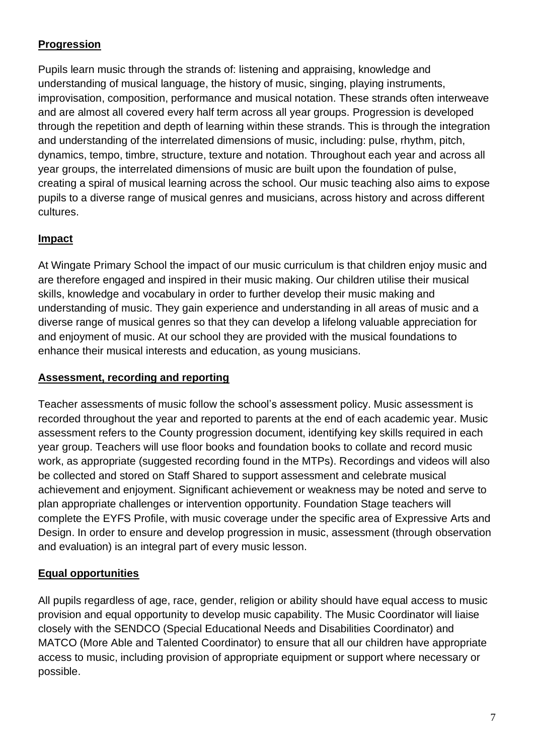## Progression

Pupils learn music through the strands of: listening and appraising, knowledge and understanding of musical language, the history of music, singing, playing instruments, improvisation, composition, performance and musical notation. These strands often interweave and are almost all covered every half term across all year groups. Progression is developed through the repetition and depth of learning within these strands. This is through the integration and understanding of the interrelated dimensions of music, including: pulse, rhythm, pitch, dynamics, tempo, timbre, structure, texture and notation. Throughout each year and across all year groups, the interrelated dimensions of music are built upon the foundation of pulse, creating a spiral of musical learning across the school. Our music teaching also aims to expose pupils to a diverse range of musical genres and musicians, across history and across different cultures.

## Impact

At Wingate Primary School the impact of our music curriculum is that children enjoy music and are therefore engaged and inspired in their music making. Our children utilise their musical skills, knowledge and vocabulary in order to further develop their music making and understanding of music. They gain experience and understanding in all areas of music and a diverse range of musical genres so that they can develop a lifelong valuable appreciation for and enjoyment of music. At our school they are provided with the musical foundations to enhance their musical interests and education, as young musicians.

## Assessment, recording and reporting

Teacher assessments of music follow the school's assessment policy. Music assessment is recorded throughout the year and reported to parents at the end of each academic year. Music assessment refers to the County progression document, identifying key skills required in each year group. Teachers will use floor books and foundation books to collate and record music work, as appropriate (suggested recording found in the MTPs). Recordings and videos will also be collected and stored on Staff Shared to support assessment and celebrate musical achievement and enjoyment. Significant achievement or weakness may be noted and serve to plan appropriate challenges or intervention opportunity. Foundation Stage teachers will complete the EYFS Profile, with music coverage under the specific area of Expressive Arts and Design. In order to ensure and develop progression in music, assessment (through observation and evaluation) is an integral part of every music lesson.

## Equal opportunities

All pupils regardless of age, race, gender, religion or ability should have equal access to music provision and equal opportunity to develop music capability. The Music Coordinator will liaise closely with the SENDCO (Special Educational Needs and Disabilities Coordinator) and MATCO (More Able and Talented Coordinator) to ensure that all our children have appropriate access to music, including provision of appropriate equipment or support where necessary or possible.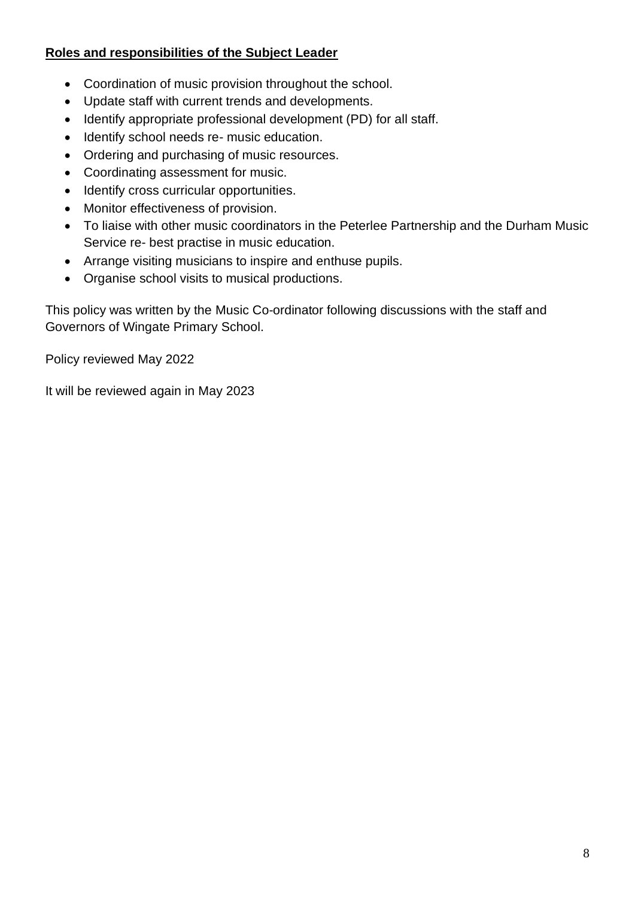**Roles and responsibilities of the Subject Leader**

- Coordination of music provision throughout the school.
- Update staff with current trends and developments.
- Identify appropriate professional development (PD) for all staff.
- Identify school needs re- music education.
- Ordering and purchasing of music resources.
- Coordinating assessment for music.
- Identify cross curricular opportunities.
- Monitor effectiveness of provision.
- To liaise with other music coordinators in the Peterlee Partnership and the Durham Music Service re- best practise in music education.
- Arrange visiting musicians to inspire and enthuse pupils.
- Organise school visits to musical productions.

This policy was written by the Music Co-ordinator following discussions with the staff and Governors of Wingate Primary School.

Policy reviewed May 2022

It will be reviewed again in May 2023